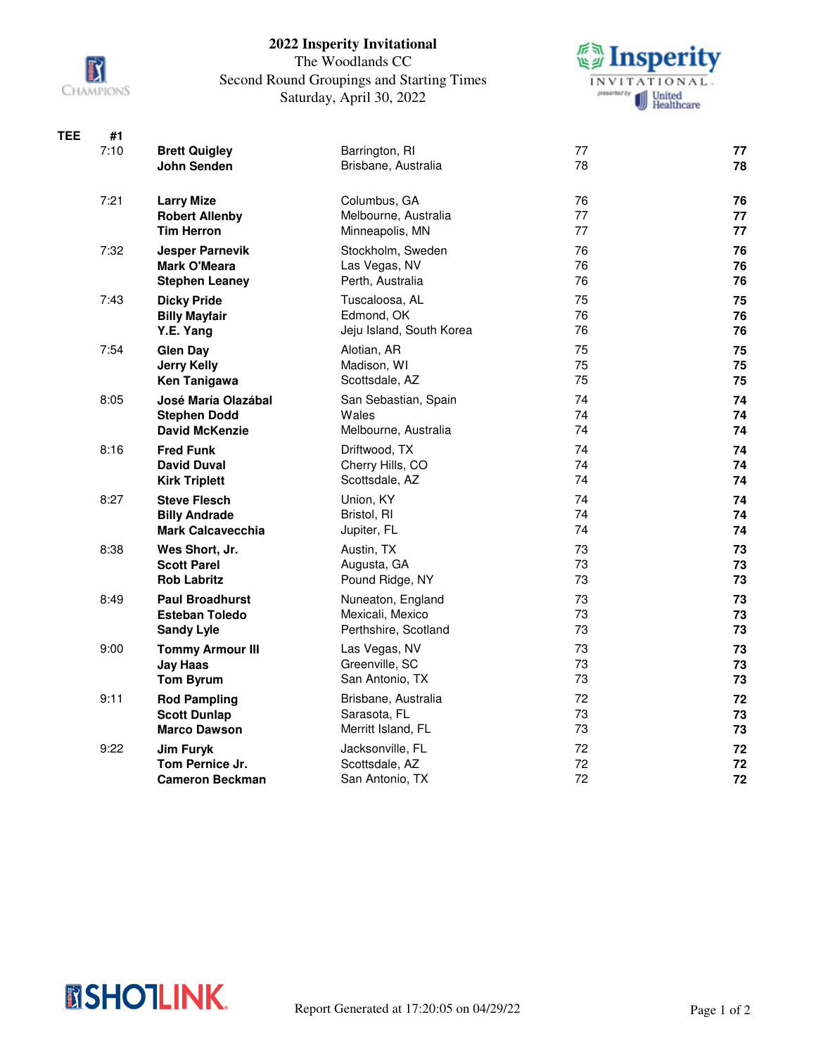# 2022 Insperity Invitational

The Woodlands CC

Second Round Groupings and Starting Times

Saturday, April 30, 2022

| TEE | #1 | | | |
|---|---|---|---|---|
| 7:10 | **Brett Quigley** | Barrington, RI | 77 | **77** |
| | **John Senden** | Brisbane, Australia | 78 | **78** |
| 7:21 | **Larry Mize** | Columbus, GA | 76 | **76** |
| | **Robert Allenby** | Melbourne, Australia | 77 | **77** |
| | **Tim Herron** | Minneapolis, MN | 77 | **77** |
| 7:32 | **Jesper Parnevik** | Stockholm, Sweden | 76 | **76** |
| | **Mark O'Meara** | Las Vegas, NV | 76 | **76** |
| | **Stephen Leaney** | Perth, Australia | 76 | **76** |
| 7:43 | **Dicky Pride** | Tuscaloosa, AL | 75 | **75** |
| | **Billy Mayfair** | Edmond, OK | 76 | **76** |
| | **Y.E. Yang** | Jeju Island, South Korea | 76 | **76** |
| 7:54 | **Glen Day** | Alotian, AR | 75 | **75** |
| | **Jerry Kelly** | Madison, WI | 75 | **75** |
| | **Ken Tanigawa** | Scottsdale, AZ | 75 | **75** |
| 8:05 | **José María Olazábal** | San Sebastian, Spain | 74 | **74** |
| | **Stephen Dodd** | Wales | 74 | **74** |
| | **David McKenzie** | Melbourne, Australia | 74 | **74** |
| 8:16 | **Fred Funk** | Driftwood, TX | 74 | **74** |
| | **David Duval** | Cherry Hills, CO | 74 | **74** |
| | **Kirk Triplett** | Scottsdale, AZ | 74 | **74** |
| 8:27 | **Steve Flesch** | Union, KY | 74 | **74** |
| | **Billy Andrade** | Bristol, RI | 74 | **74** |
| | **Mark Calcavecchia** | Jupiter, FL | 74 | **74** |
| 8:38 | **Wes Short, Jr.** | Austin, TX | 73 | **73** |
| | **Scott Parel** | Augusta, GA | 73 | **73** |
| | **Rob Labritz** | Pound Ridge, NY | 73 | **73** |
| 8:49 | **Paul Broadhurst** | Nuneaton, England | 73 | **73** |
| | **Esteban Toledo** | Mexicali, Mexico | 73 | **73** |
| | **Sandy Lyle** | Perthshire, Scotland | 73 | **73** |
| 9:00 | **Tommy Armour III** | Las Vegas, NV | 73 | **73** |
| | **Jay Haas** | Greenville, SC | 73 | **73** |
| | **Tom Byrum** | San Antonio, TX | 73 | **73** |
| 9:11 | **Rod Pampling** | Brisbane, Australia | 72 | **72** |
| | **Scott Dunlap** | Sarasota, FL | 73 | **73** |
| | **Marco Dawson** | Merritt Island, FL | 73 | **73** |
| 9:22 | **Jim Furyk** | Jacksonville, FL | 72 | **72** |
| | **Tom Pernice Jr.** | Scottsdale, AZ | 72 | **72** |
| | **Cameron Beckman** | San Antonio, TX | 72 | **72** |

Report Generated at 17:20:05 on 04/29/22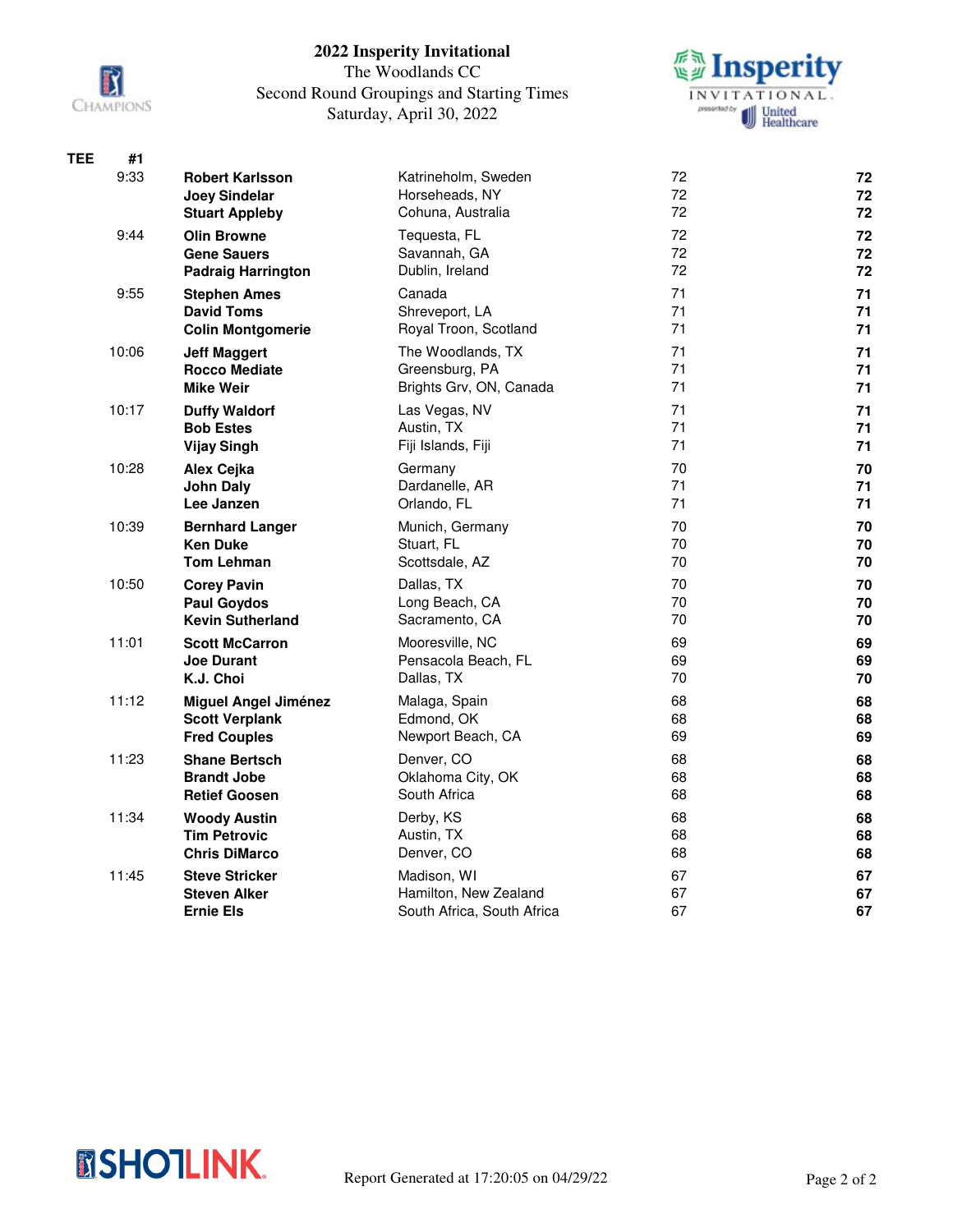**2022 Insperity Invitational**
The Woodlands CC
Second Round Groupings and Starting Times
Saturday, April 30, 2022

| TEE | #1 | | | | |
|---|---|---|---|---|---|
| | 9:33 | **Robert Karlsson** | Katrineholm, Sweden | 72 | **72** |
| | | **Joey Sindelar** | Horseheads, NY | 72 | **72** |
| | | **Stuart Appleby** | Cohuna, Australia | 72 | **72** |
| | 9:44 | **Olin Browne** | Tequesta, FL | 72 | **72** |
| | | **Gene Sauers** | Savannah, GA | 72 | **72** |
| | | **Padraig Harrington** | Dublin, Ireland | 72 | **72** |
| | 9:55 | **Stephen Ames** | Canada | 71 | **71** |
| | | **David Toms** | Shreveport, LA | 71 | **71** |
| | | **Colin Montgomerie** | Royal Troon, Scotland | 71 | **71** |
| | 10:06 | **Jeff Maggert** | The Woodlands, TX | 71 | **71** |
| | | **Rocco Mediate** | Greensburg, PA | 71 | **71** |
| | | **Mike Weir** | Brights Grv, ON, Canada | 71 | **71** |
| | 10:17 | **Duffy Waldorf** | Las Vegas, NV | 71 | **71** |
| | | **Bob Estes** | Austin, TX | 71 | **71** |
| | | **Vijay Singh** | Fiji Islands, Fiji | 71 | **71** |
| | 10:28 | **Alex Cejka** | Germany | 70 | **70** |
| | | **John Daly** | Dardanelle, AR | 71 | **71** |
| | | **Lee Janzen** | Orlando, FL | 71 | **71** |
| | 10:39 | **Bernhard Langer** | Munich, Germany | 70 | **70** |
| | | **Ken Duke** | Stuart, FL | 70 | **70** |
| | | **Tom Lehman** | Scottsdale, AZ | 70 | **70** |
| | 10:50 | **Corey Pavin** | Dallas, TX | 70 | **70** |
| | | **Paul Goydos** | Long Beach, CA | 70 | **70** |
| | | **Kevin Sutherland** | Sacramento, CA | 70 | **70** |
| | 11:01 | **Scott McCarron** | Mooresville, NC | 69 | **69** |
| | | **Joe Durant** | Pensacola Beach, FL | 69 | **69** |
| | | **K.J. Choi** | Dallas, TX | 70 | **70** |
| | 11:12 | **Miguel Angel Jiménez** | Malaga, Spain | 68 | **68** |
| | | **Scott Verplank** | Edmond, OK | 68 | **68** |
| | | **Fred Couples** | Newport Beach, CA | 69 | **69** |
| | 11:23 | **Shane Bertsch** | Denver, CO | 68 | **68** |
| | | **Brandt Jobe** | Oklahoma City, OK | 68 | **68** |
| | | **Retief Goosen** | South Africa | 68 | **68** |
| | 11:34 | **Woody Austin** | Derby, KS | 68 | **68** |
| | | **Tim Petrovic** | Austin, TX | 68 | **68** |
| | | **Chris DiMarco** | Denver, CO | 68 | **68** |
| | 11:45 | **Steve Stricker** | Madison, WI | 67 | **67** |
| | | **Steven Alker** | Hamilton, New Zealand | 67 | **67** |
| | | **Ernie Els** | South Africa, South Africa | 67 | **67** |

Report Generated at 17:20:05 on 04/29/22